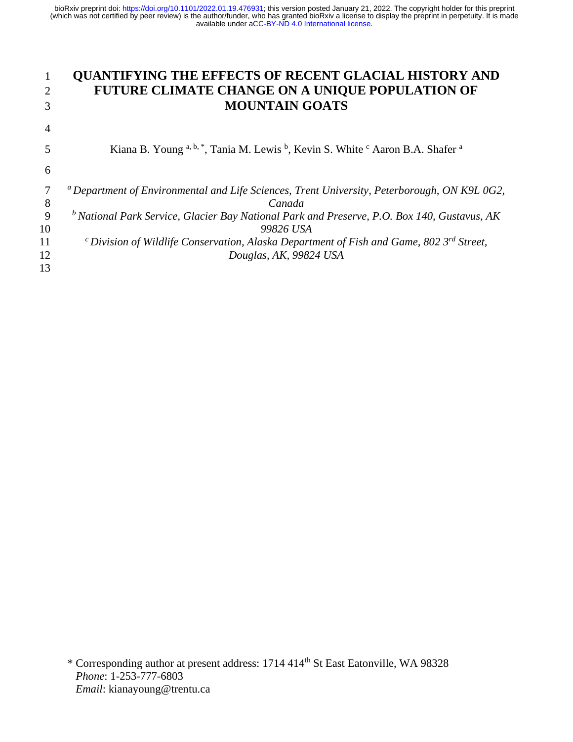# QUANTIFYING THE EFFECTS OF RECENT GLACIAL HISTORY AND FUTURE CLIMATE CHANGE ON A UNIQUE POPULATION OF MOUNTAIN GOATS

Kiana B. Young [a, b, *], Tania M. Lewis [b], Kevin S. White [c] Aaron B.A. Shafer [a]

[a] *Department of Environmental and Life Sciences, Trent University, Peterborough, ON K9L 0G2, Canada*
[b] *National Park Service, Glacier Bay National Park and Preserve, P.O. Box 140, Gustavus, AK 99826 USA*
[c] *Division of Wildlife Conservation, Alaska Department of Fish and Game, 802 3rd Street, Douglas, AK, 99824 USA*

\* Corresponding author at present address: 1714 414th St East Eatonville, WA 98328
*Phone*: 1-253-777-6803
*Email*: kianayoung@trentu.ca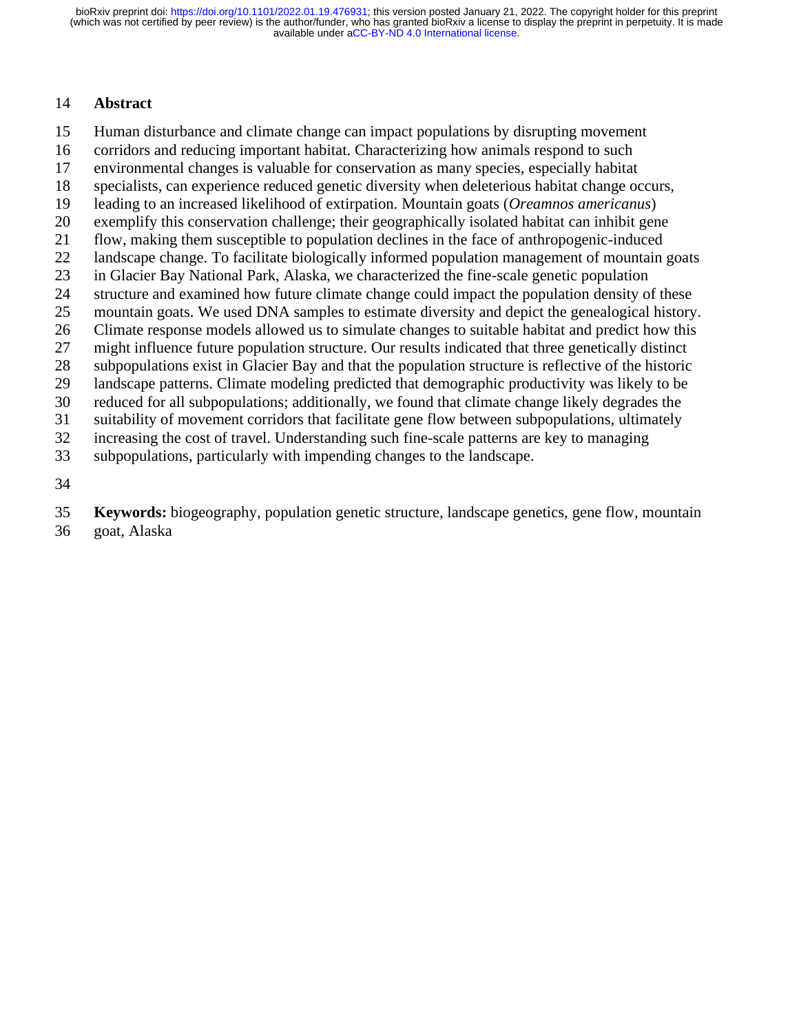## Abstract

Human disturbance and climate change can impact populations by disrupting movement corridors and reducing important habitat. Characterizing how animals respond to such environmental changes is valuable for conservation as many species, especially habitat specialists, can experience reduced genetic diversity when deleterious habitat change occurs, leading to an increased likelihood of extirpation. Mountain goats (*Oreamnos americanus*) exemplify this conservation challenge; their geographically isolated habitat can inhibit gene flow, making them susceptible to population declines in the face of anthropogenic-induced landscape change. To facilitate biologically informed population management of mountain goats in Glacier Bay National Park, Alaska, we characterized the fine-scale genetic population structure and examined how future climate change could impact the population density of these mountain goats. We used DNA samples to estimate diversity and depict the genealogical history. Climate response models allowed us to simulate changes to suitable habitat and predict how this might influence future population structure. Our results indicated that three genetically distinct subpopulations exist in Glacier Bay and that the population structure is reflective of the historic landscape patterns. Climate modeling predicted that demographic productivity was likely to be reduced for all subpopulations; additionally, we found that climate change likely degrades the suitability of movement corridors that facilitate gene flow between subpopulations, ultimately increasing the cost of travel. Understanding such fine-scale patterns are key to managing subpopulations, particularly with impending changes to the landscape.

**Keywords:** biogeography, population genetic structure, landscape genetics, gene flow, mountain goat, Alaska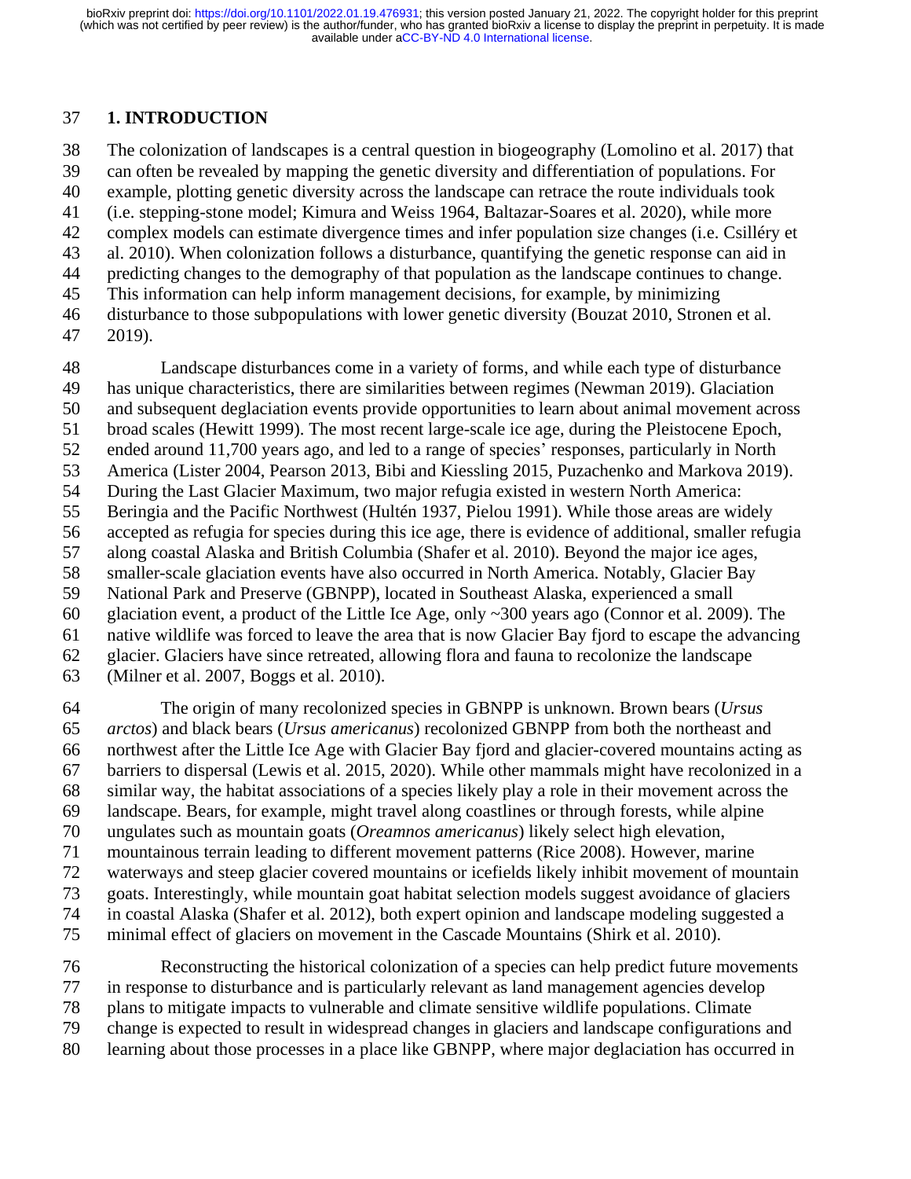## 1. INTRODUCTION

The colonization of landscapes is a central question in biogeography (Lomolino et al. 2017) that can often be revealed by mapping the genetic diversity and differentiation of populations. For example, plotting genetic diversity across the landscape can retrace the route individuals took (i.e. stepping-stone model; Kimura and Weiss 1964, Baltazar-Soares et al. 2020), while more complex models can estimate divergence times and infer population size changes (i.e. Csilléry et al. 2010). When colonization follows a disturbance, quantifying the genetic response can aid in predicting changes to the demography of that population as the landscape continues to change. This information can help inform management decisions, for example, by minimizing disturbance to those subpopulations with lower genetic diversity (Bouzat 2010, Stronen et al. 2019).

Landscape disturbances come in a variety of forms, and while each type of disturbance has unique characteristics, there are similarities between regimes (Newman 2019). Glaciation and subsequent deglaciation events provide opportunities to learn about animal movement across broad scales (Hewitt 1999). The most recent large-scale ice age, during the Pleistocene Epoch, ended around 11,700 years ago, and led to a range of species' responses, particularly in North America (Lister 2004, Pearson 2013, Bibi and Kiessling 2015, Puzachenko and Markova 2019). During the Last Glacier Maximum, two major refugia existed in western North America: Beringia and the Pacific Northwest (Hultén 1937, Pielou 1991). While those areas are widely accepted as refugia for species during this ice age, there is evidence of additional, smaller refugia along coastal Alaska and British Columbia (Shafer et al. 2010). Beyond the major ice ages, smaller-scale glaciation events have also occurred in North America. Notably, Glacier Bay National Park and Preserve (GBNPP), located in Southeast Alaska, experienced a small glaciation event, a product of the Little Ice Age, only ~300 years ago (Connor et al. 2009). The native wildlife was forced to leave the area that is now Glacier Bay fjord to escape the advancing glacier. Glaciers have since retreated, allowing flora and fauna to recolonize the landscape (Milner et al. 2007, Boggs et al. 2010).

The origin of many recolonized species in GBNPP is unknown. Brown bears (*Ursus arctos*) and black bears (*Ursus americanus*) recolonized GBNPP from both the northeast and northwest after the Little Ice Age with Glacier Bay fjord and glacier-covered mountains acting as barriers to dispersal (Lewis et al. 2015, 2020). While other mammals might have recolonized in a similar way, the habitat associations of a species likely play a role in their movement across the landscape. Bears, for example, might travel along coastlines or through forests, while alpine ungulates such as mountain goats (*Oreamnos americanus*) likely select high elevation, mountainous terrain leading to different movement patterns (Rice 2008). However, marine waterways and steep glacier covered mountains or icefields likely inhibit movement of mountain goats. Interestingly, while mountain goat habitat selection models suggest avoidance of glaciers in coastal Alaska (Shafer et al. 2012), both expert opinion and landscape modeling suggested a minimal effect of glaciers on movement in the Cascade Mountains (Shirk et al. 2010).

Reconstructing the historical colonization of a species can help predict future movements in response to disturbance and is particularly relevant as land management agencies develop plans to mitigate impacts to vulnerable and climate sensitive wildlife populations. Climate change is expected to result in widespread changes in glaciers and landscape configurations and learning about those processes in a place like GBNPP, where major deglaciation has occurred in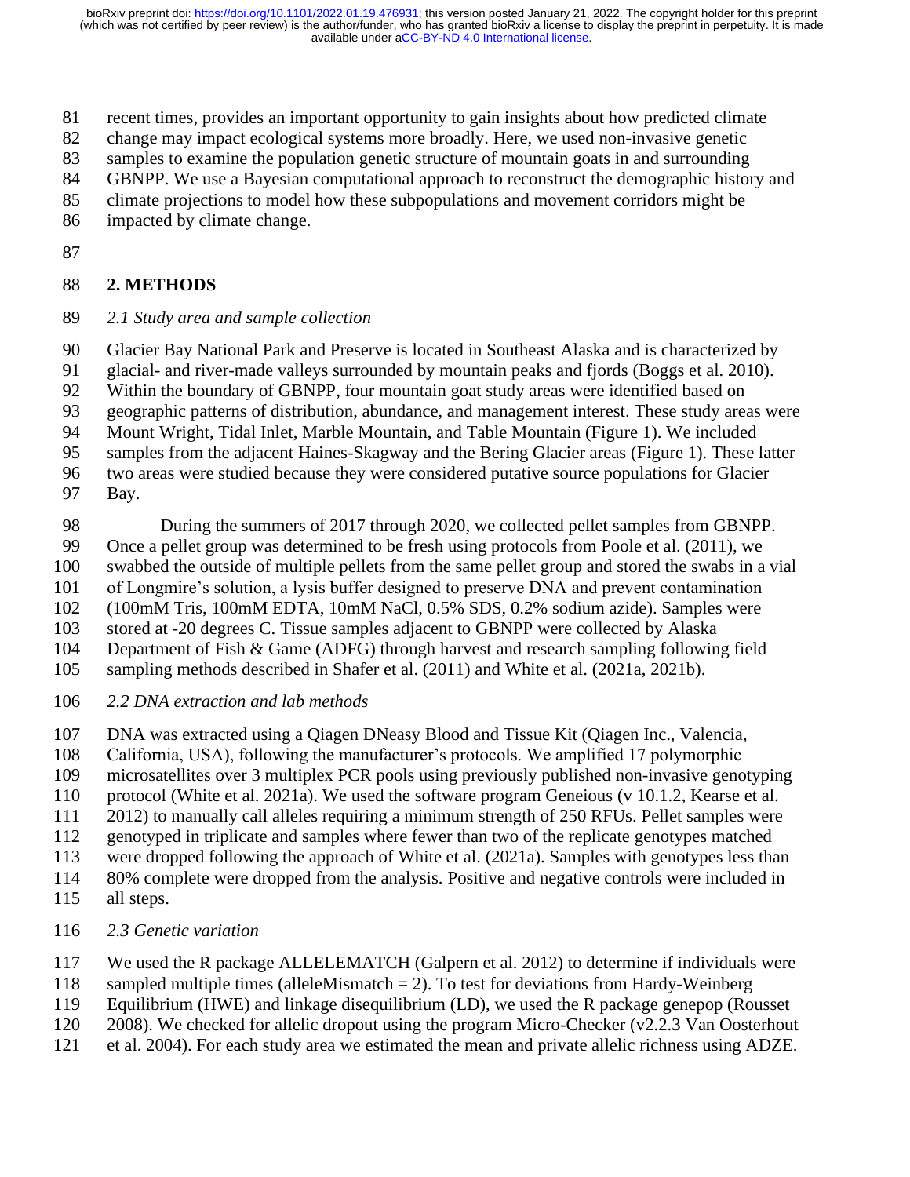recent times, provides an important opportunity to gain insights about how predicted climate change may impact ecological systems more broadly. Here, we used non-invasive genetic samples to examine the population genetic structure of mountain goats in and surrounding GBNPP. We use a Bayesian computational approach to reconstruct the demographic history and climate projections to model how these subpopulations and movement corridors might be impacted by climate change.

## 2. METHODS

### *2.1 Study area and sample collection*

Glacier Bay National Park and Preserve is located in Southeast Alaska and is characterized by glacial- and river-made valleys surrounded by mountain peaks and fjords (Boggs et al. 2010). Within the boundary of GBNPP, four mountain goat study areas were identified based on geographic patterns of distribution, abundance, and management interest. These study areas were Mount Wright, Tidal Inlet, Marble Mountain, and Table Mountain (Figure 1). We included samples from the adjacent Haines-Skagway and the Bering Glacier areas (Figure 1). These latter two areas were studied because they were considered putative source populations for Glacier Bay.

During the summers of 2017 through 2020, we collected pellet samples from GBNPP. Once a pellet group was determined to be fresh using protocols from Poole et al. (2011), we swabbed the outside of multiple pellets from the same pellet group and stored the swabs in a vial of Longmire's solution, a lysis buffer designed to preserve DNA and prevent contamination (100mM Tris, 100mM EDTA, 10mM NaCl, 0.5% SDS, 0.2% sodium azide). Samples were stored at -20 degrees C. Tissue samples adjacent to GBNPP were collected by Alaska Department of Fish & Game (ADFG) through harvest and research sampling following field sampling methods described in Shafer et al. (2011) and White et al. (2021a, 2021b).

### *2.2 DNA extraction and lab methods*

DNA was extracted using a Qiagen DNeasy Blood and Tissue Kit (Qiagen Inc., Valencia, California, USA), following the manufacturer's protocols. We amplified 17 polymorphic microsatellites over 3 multiplex PCR pools using previously published non-invasive genotyping protocol (White et al. 2021a). We used the software program Geneious (v 10.1.2, Kearse et al. 2012) to manually call alleles requiring a minimum strength of 250 RFUs. Pellet samples were genotyped in triplicate and samples where fewer than two of the replicate genotypes matched were dropped following the approach of White et al. (2021a). Samples with genotypes less than 80% complete were dropped from the analysis. Positive and negative controls were included in all steps.

### *2.3 Genetic variation*

We used the R package ALLELEMATCH (Galpern et al. 2012) to determine if individuals were sampled multiple times (alleleMismatch = 2). To test for deviations from Hardy-Weinberg Equilibrium (HWE) and linkage disequilibrium (LD), we used the R package genepop (Rousset 2008). We checked for allelic dropout using the program Micro-Checker (v2.2.3 Van Oosterhout et al. 2004). For each study area we estimated the mean and private allelic richness using ADZE.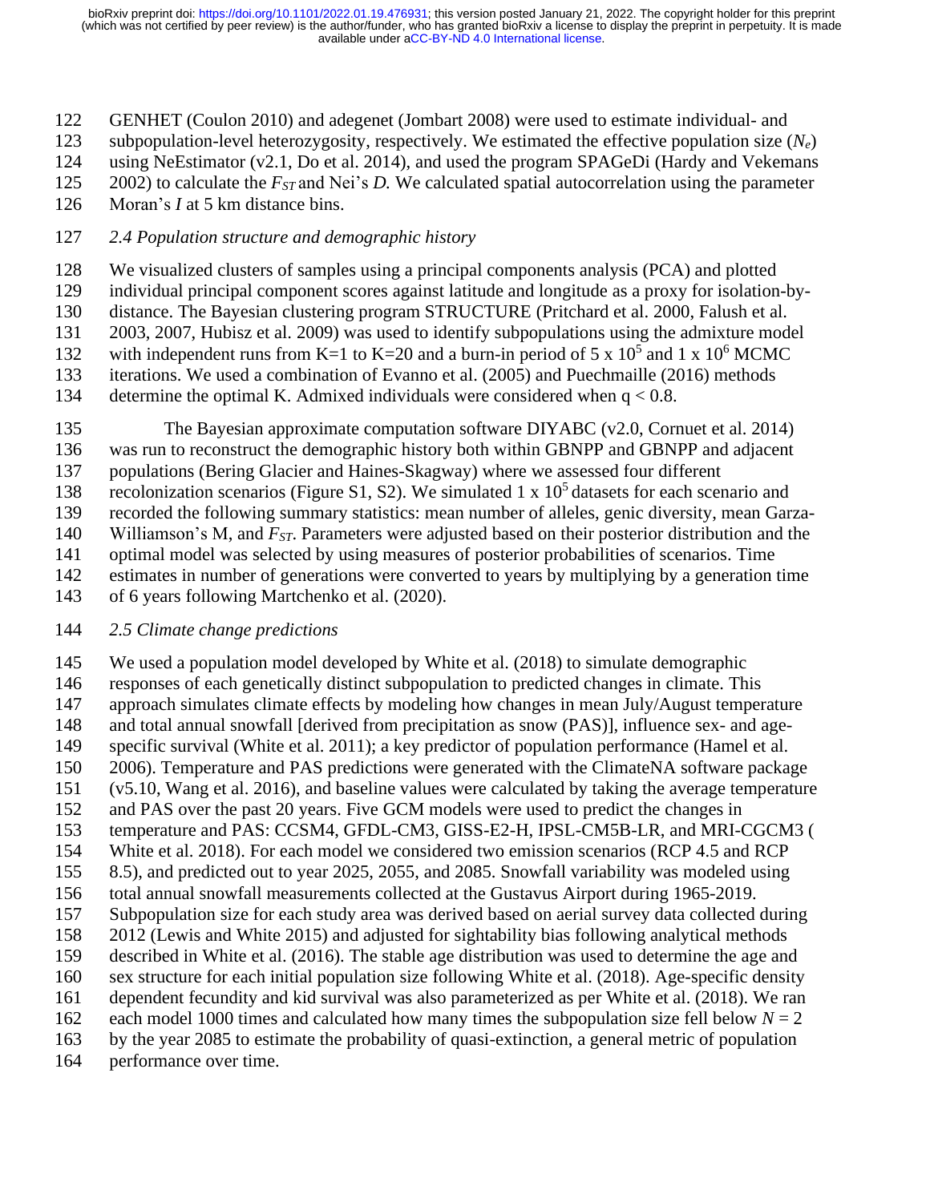GENHET (Coulon 2010) and adegenet (Jombart 2008) were used to estimate individual- and subpopulation-level heterozygosity, respectively. We estimated the effective population size ($N_e$) using NeEstimator (v2.1, Do et al. 2014), and used the program SPAGeDi (Hardy and Vekemans 2002) to calculate the $F_{ST}$ and Nei's $D$. We calculated spatial autocorrelation using the parameter Moran's $I$ at 5 km distance bins.

### *2.4 Population structure and demographic history*

We visualized clusters of samples using a principal components analysis (PCA) and plotted individual principal component scores against latitude and longitude as a proxy for isolation-by-distance. The Bayesian clustering program STRUCTURE (Pritchard et al. 2000, Falush et al. 2003, 2007, Hubisz et al. 2009) was used to identify subpopulations using the admixture model with independent runs from K=1 to K=20 and a burn-in period of 5 x $10^5$ and 1 x $10^6$ MCMC iterations. We used a combination of Evanno et al. (2005) and Puechmaille (2016) methods determine the optimal K. Admixed individuals were considered when $q < 0.8$.

The Bayesian approximate computation software DIYABC (v2.0, Cornuet et al. 2014) was run to reconstruct the demographic history both within GBNPP and GBNPP and adjacent populations (Bering Glacier and Haines-Skagway) where we assessed four different recolonization scenarios (Figure S1, S2). We simulated 1 x $10^5$ datasets for each scenario and recorded the following summary statistics: mean number of alleles, genic diversity, mean Garza-Williamson's M, and $F_{ST}$. Parameters were adjusted based on their posterior distribution and the optimal model was selected by using measures of posterior probabilities of scenarios. Time estimates in number of generations were converted to years by multiplying by a generation time of 6 years following Martchenko et al. (2020).

### *2.5 Climate change predictions*

We used a population model developed by White et al. (2018) to simulate demographic responses of each genetically distinct subpopulation to predicted changes in climate. This approach simulates climate effects by modeling how changes in mean July/August temperature and total annual snowfall [derived from precipitation as snow (PAS)], influence sex- and age-specific survival (White et al. 2011); a key predictor of population performance (Hamel et al. 2006). Temperature and PAS predictions were generated with the ClimateNA software package (v5.10, Wang et al. 2016), and baseline values were calculated by taking the average temperature and PAS over the past 20 years. Five GCM models were used to predict the changes in temperature and PAS: CCSM4, GFDL-CM3, GISS-E2-H, IPSL-CM5B-LR, and MRI-CGCM3 ( White et al. 2018). For each model we considered two emission scenarios (RCP 4.5 and RCP 8.5), and predicted out to year 2025, 2055, and 2085. Snowfall variability was modeled using total annual snowfall measurements collected at the Gustavus Airport during 1965-2019. Subpopulation size for each study area was derived based on aerial survey data collected during 2012 (Lewis and White 2015) and adjusted for sightability bias following analytical methods described in White et al. (2016). The stable age distribution was used to determine the age and sex structure for each initial population size following White et al. (2018). Age-specific density dependent fecundity and kid survival was also parameterized as per White et al. (2018). We ran each model 1000 times and calculated how many times the subpopulation size fell below $N = 2$ by the year 2085 to estimate the probability of quasi-extinction, a general metric of population performance over time.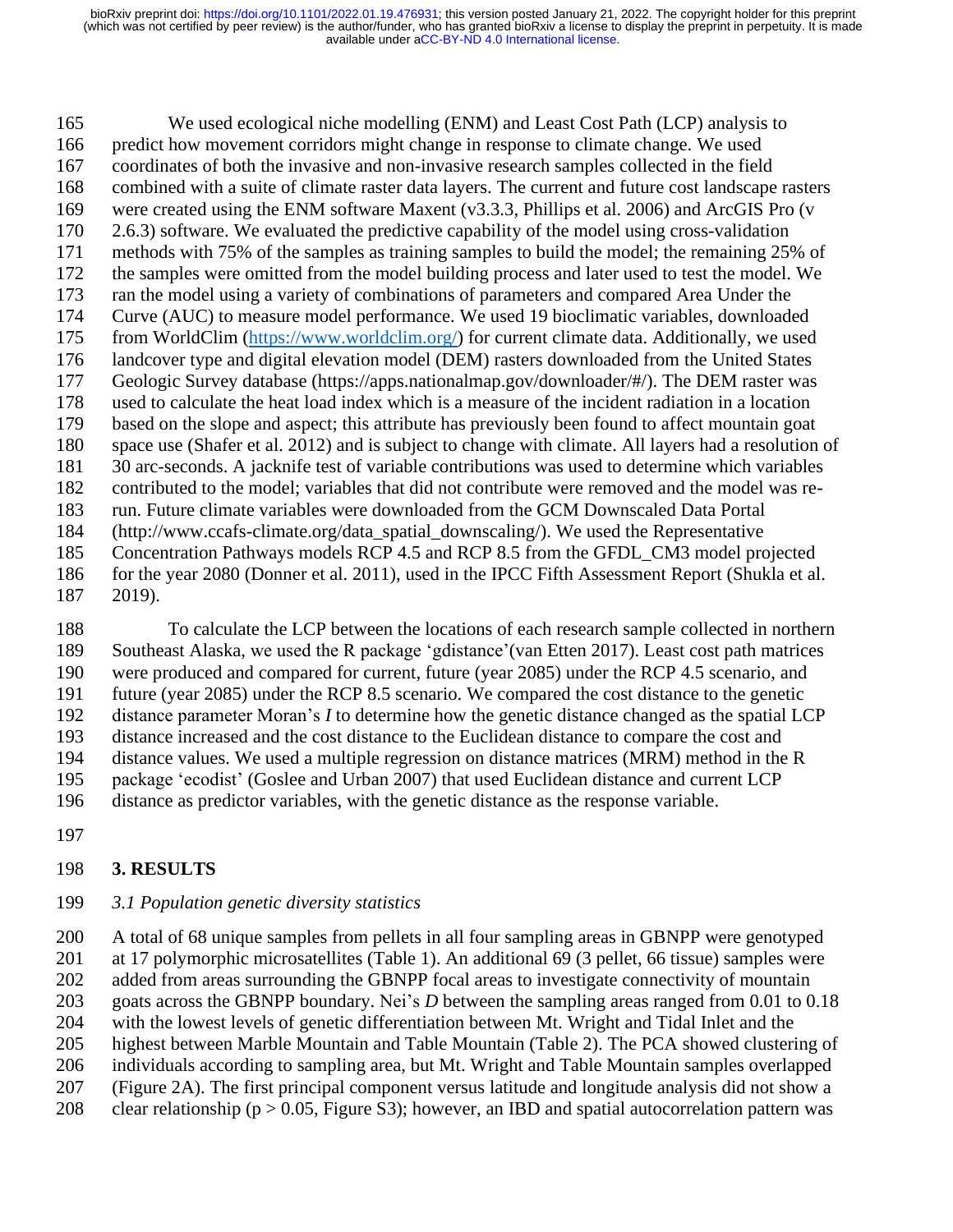We used ecological niche modelling (ENM) and Least Cost Path (LCP) analysis to predict how movement corridors might change in response to climate change. We used coordinates of both the invasive and non-invasive research samples collected in the field combined with a suite of climate raster data layers. The current and future cost landscape rasters were created using the ENM software Maxent (v3.3.3, Phillips et al. 2006) and ArcGIS Pro (v 2.6.3) software. We evaluated the predictive capability of the model using cross-validation methods with 75% of the samples as training samples to build the model; the remaining 25% of the samples were omitted from the model building process and later used to test the model. We ran the model using a variety of combinations of parameters and compared Area Under the Curve (AUC) to measure model performance. We used 19 bioclimatic variables, downloaded from WorldClim (https://www.worldclim.org/) for current climate data. Additionally, we used landcover type and digital elevation model (DEM) rasters downloaded from the United States Geologic Survey database (https://apps.nationalmap.gov/downloader/#/). The DEM raster was used to calculate the heat load index which is a measure of the incident radiation in a location based on the slope and aspect; this attribute has previously been found to affect mountain goat space use (Shafer et al. 2012) and is subject to change with climate. All layers had a resolution of 30 arc-seconds. A jacknife test of variable contributions was used to determine which variables contributed to the model; variables that did not contribute were removed and the model was re-run. Future climate variables were downloaded from the GCM Downscaled Data Portal (http://www.ccafs-climate.org/data_spatial_downscaling/). We used the Representative Concentration Pathways models RCP 4.5 and RCP 8.5 from the GFDL_CM3 model projected for the year 2080 (Donner et al. 2011), used in the IPCC Fifth Assessment Report (Shukla et al. 2019).

To calculate the LCP between the locations of each research sample collected in northern Southeast Alaska, we used the R package 'gdistance'(van Etten 2017). Least cost path matrices were produced and compared for current, future (year 2085) under the RCP 4.5 scenario, and future (year 2085) under the RCP 8.5 scenario. We compared the cost distance to the genetic distance parameter Moran's *I* to determine how the genetic distance changed as the spatial LCP distance increased and the cost distance to the Euclidean distance to compare the cost and distance values. We used a multiple regression on distance matrices (MRM) method in the R package 'ecodist' (Goslee and Urban 2007) that used Euclidean distance and current LCP distance as predictor variables, with the genetic distance as the response variable.

## 3. RESULTS

### *3.1 Population genetic diversity statistics*

A total of 68 unique samples from pellets in all four sampling areas in GBNPP were genotyped at 17 polymorphic microsatellites (Table 1). An additional 69 (3 pellet, 66 tissue) samples were added from areas surrounding the GBNPP focal areas to investigate connectivity of mountain goats across the GBNPP boundary. Nei's *D* between the sampling areas ranged from 0.01 to 0.18 with the lowest levels of genetic differentiation between Mt. Wright and Tidal Inlet and the highest between Marble Mountain and Table Mountain (Table 2). The PCA showed clustering of individuals according to sampling area, but Mt. Wright and Table Mountain samples overlapped (Figure 2A). The first principal component versus latitude and longitude analysis did not show a clear relationship ($p > 0.05$, Figure S3); however, an IBD and spatial autocorrelation pattern was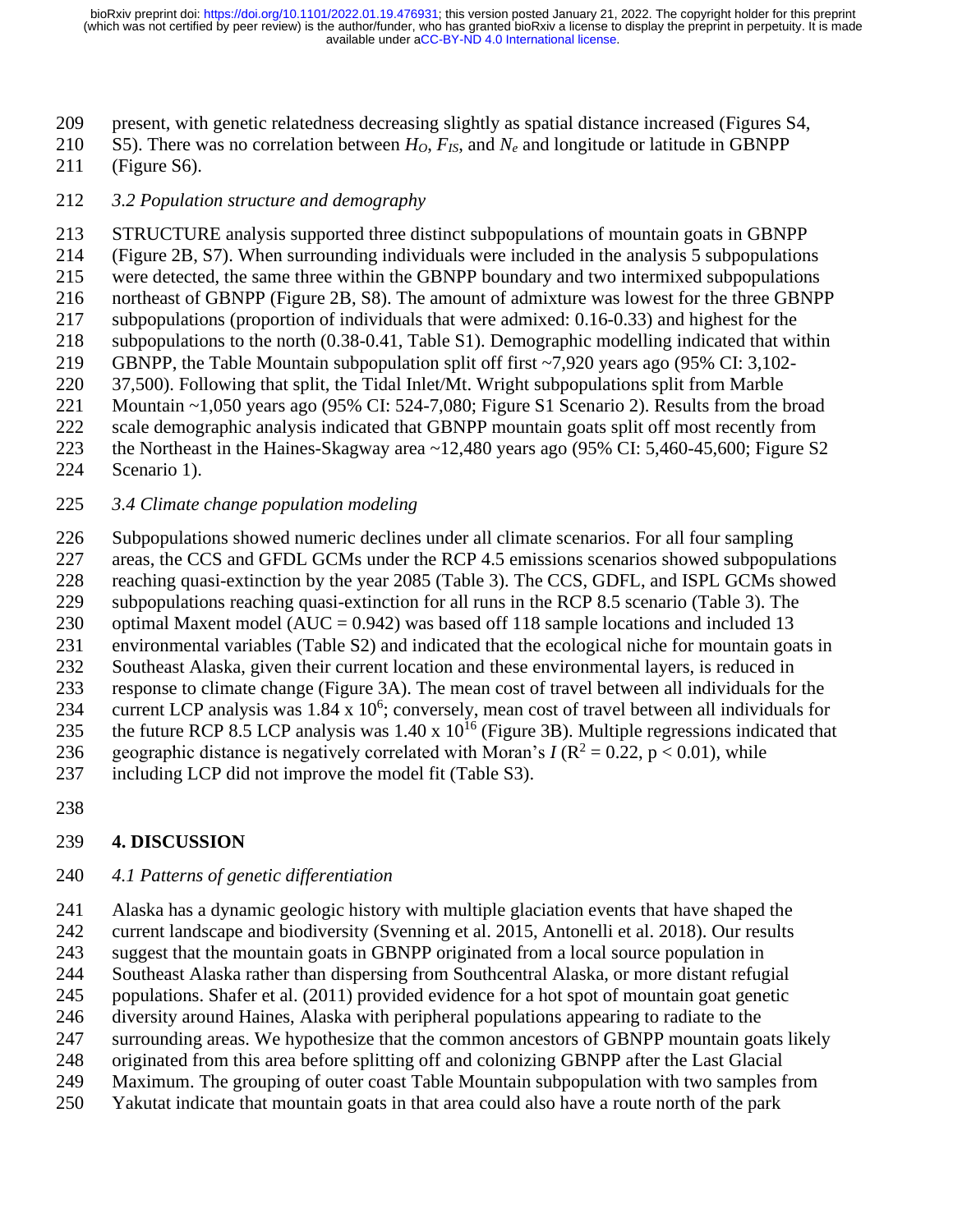present, with genetic relatedness decreasing slightly as spatial distance increased (Figures S4, S5). There was no correlation between $H_O$, $F_{IS}$, and $N_e$ and longitude or latitude in GBNPP (Figure S6).

### *3.2 Population structure and demography*

STRUCTURE analysis supported three distinct subpopulations of mountain goats in GBNPP (Figure 2B, S7). When surrounding individuals were included in the analysis 5 subpopulations were detected, the same three within the GBNPP boundary and two intermixed subpopulations northeast of GBNPP (Figure 2B, S8). The amount of admixture was lowest for the three GBNPP subpopulations (proportion of individuals that were admixed: 0.16-0.33) and highest for the subpopulations to the north (0.38-0.41, Table S1). Demographic modelling indicated that within GBNPP, the Table Mountain subpopulation split off first ~7,920 years ago (95% CI: 3,102-37,500). Following that split, the Tidal Inlet/Mt. Wright subpopulations split from Marble Mountain ~1,050 years ago (95% CI: 524-7,080; Figure S1 Scenario 2). Results from the broad scale demographic analysis indicated that GBNPP mountain goats split off most recently from the Northeast in the Haines-Skagway area ~12,480 years ago (95% CI: 5,460-45,600; Figure S2 Scenario 1).

### *3.4 Climate change population modeling*

Subpopulations showed numeric declines under all climate scenarios. For all four sampling areas, the CCS and GFDL GCMs under the RCP 4.5 emissions scenarios showed subpopulations reaching quasi-extinction by the year 2085 (Table 3). The CCS, GDFL, and ISPL GCMs showed subpopulations reaching quasi-extinction for all runs in the RCP 8.5 scenario (Table 3). The optimal Maxent model (AUC = 0.942) was based off 118 sample locations and included 13 environmental variables (Table S2) and indicated that the ecological niche for mountain goats in Southeast Alaska, given their current location and these environmental layers, is reduced in response to climate change (Figure 3A). The mean cost of travel between all individuals for the current LCP analysis was $1.84 \times 10^6$; conversely, mean cost of travel between all individuals for the future RCP 8.5 LCP analysis was $1.40 \times 10^{16}$ (Figure 3B). Multiple regressions indicated that geographic distance is negatively correlated with Moran's $I$ ($R^2 = 0.22$, $p < 0.01$), while including LCP did not improve the model fit (Table S3).

## 4. DISCUSSION

### *4.1 Patterns of genetic differentiation*

Alaska has a dynamic geologic history with multiple glaciation events that have shaped the current landscape and biodiversity (Svenning et al. 2015, Antonelli et al. 2018). Our results suggest that the mountain goats in GBNPP originated from a local source population in Southeast Alaska rather than dispersing from Southcentral Alaska, or more distant refugial populations. Shafer et al. (2011) provided evidence for a hot spot of mountain goat genetic diversity around Haines, Alaska with peripheral populations appearing to radiate to the surrounding areas. We hypothesize that the common ancestors of GBNPP mountain goats likely originated from this area before splitting off and colonizing GBNPP after the Last Glacial Maximum. The grouping of outer coast Table Mountain subpopulation with two samples from Yakutat indicate that mountain goats in that area could also have a route north of the park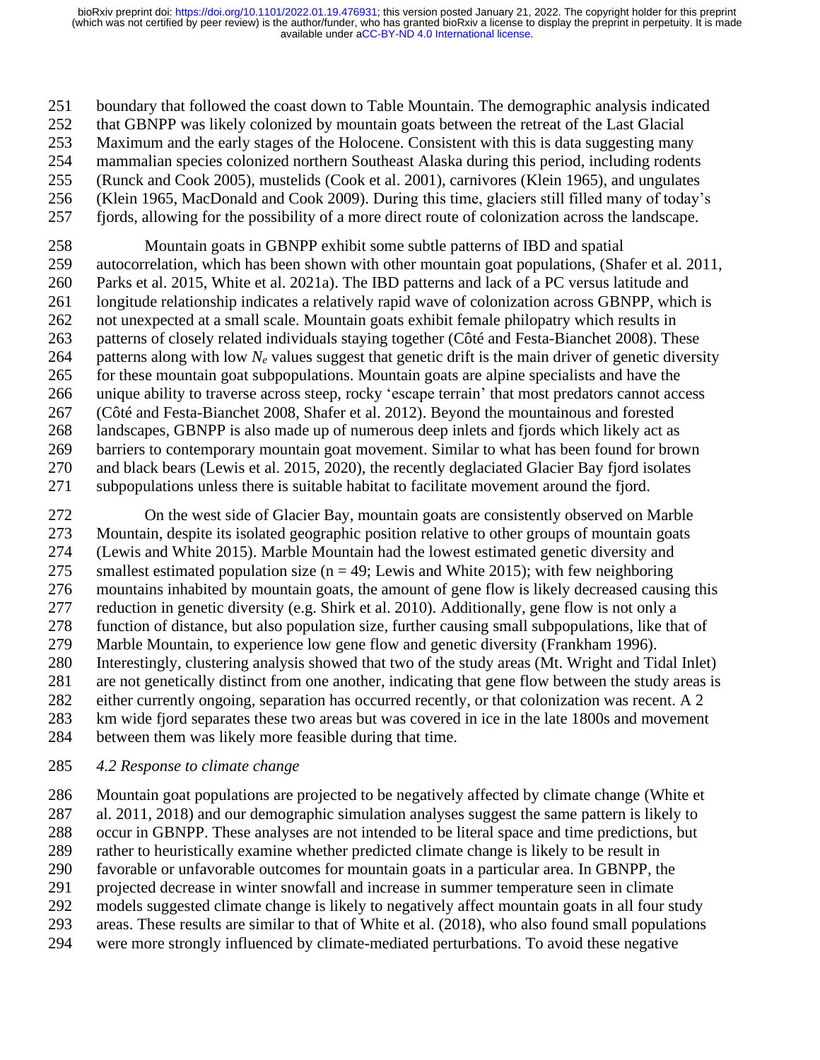boundary that followed the coast down to Table Mountain. The demographic analysis indicated that GBNPP was likely colonized by mountain goats between the retreat of the Last Glacial Maximum and the early stages of the Holocene. Consistent with this is data suggesting many mammalian species colonized northern Southeast Alaska during this period, including rodents (Runck and Cook 2005), mustelids (Cook et al. 2001), carnivores (Klein 1965), and ungulates (Klein 1965, MacDonald and Cook 2009). During this time, glaciers still filled many of today's fjords, allowing for the possibility of a more direct route of colonization across the landscape.

Mountain goats in GBNPP exhibit some subtle patterns of IBD and spatial autocorrelation, which has been shown with other mountain goat populations, (Shafer et al. 2011, Parks et al. 2015, White et al. 2021a). The IBD patterns and lack of a PC versus latitude and longitude relationship indicates a relatively rapid wave of colonization across GBNPP, which is not unexpected at a small scale. Mountain goats exhibit female philopatry which results in patterns of closely related individuals staying together (Côté and Festa-Bianchet 2008). These patterns along with low $N_e$ values suggest that genetic drift is the main driver of genetic diversity for these mountain goat subpopulations. Mountain goats are alpine specialists and have the unique ability to traverse across steep, rocky 'escape terrain' that most predators cannot access (Côté and Festa-Bianchet 2008, Shafer et al. 2012). Beyond the mountainous and forested landscapes, GBNPP is also made up of numerous deep inlets and fjords which likely act as barriers to contemporary mountain goat movement. Similar to what has been found for brown and black bears (Lewis et al. 2015, 2020), the recently deglaciated Glacier Bay fjord isolates subpopulations unless there is suitable habitat to facilitate movement around the fjord.

On the west side of Glacier Bay, mountain goats are consistently observed on Marble Mountain, despite its isolated geographic position relative to other groups of mountain goats (Lewis and White 2015). Marble Mountain had the lowest estimated genetic diversity and smallest estimated population size (n = 49; Lewis and White 2015); with few neighboring mountains inhabited by mountain goats, the amount of gene flow is likely decreased causing this reduction in genetic diversity (e.g. Shirk et al. 2010). Additionally, gene flow is not only a function of distance, but also population size, further causing small subpopulations, like that of Marble Mountain, to experience low gene flow and genetic diversity (Frankham 1996). Interestingly, clustering analysis showed that two of the study areas (Mt. Wright and Tidal Inlet) are not genetically distinct from one another, indicating that gene flow between the study areas is either currently ongoing, separation has occurred recently, or that colonization was recent. A 2 km wide fjord separates these two areas but was covered in ice in the late 1800s and movement between them was likely more feasible during that time.

### *4.2 Response to climate change*

Mountain goat populations are projected to be negatively affected by climate change (White et al. 2011, 2018) and our demographic simulation analyses suggest the same pattern is likely to occur in GBNPP. These analyses are not intended to be literal space and time predictions, but rather to heuristically examine whether predicted climate change is likely to be result in favorable or unfavorable outcomes for mountain goats in a particular area. In GBNPP, the projected decrease in winter snowfall and increase in summer temperature seen in climate models suggested climate change is likely to negatively affect mountain goats in all four study areas. These results are similar to that of White et al. (2018), who also found small populations were more strongly influenced by climate-mediated perturbations. To avoid these negative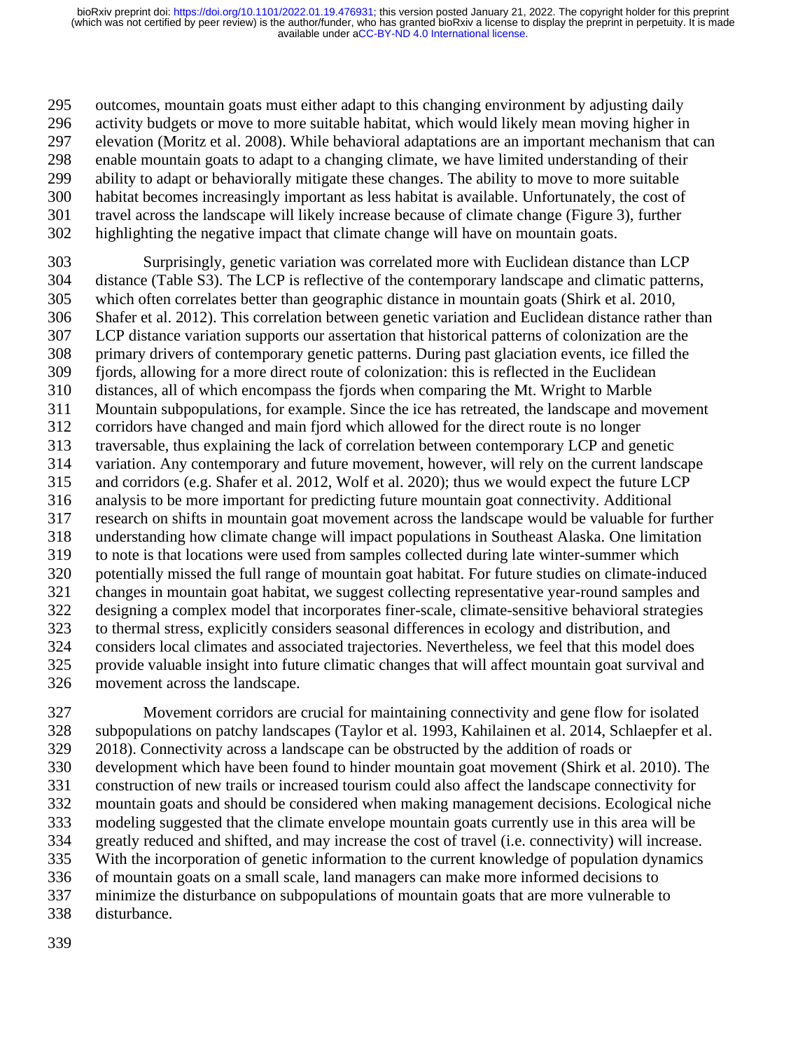outcomes, mountain goats must either adapt to this changing environment by adjusting daily activity budgets or move to more suitable habitat, which would likely mean moving higher in elevation (Moritz et al. 2008). While behavioral adaptations are an important mechanism that can enable mountain goats to adapt to a changing climate, we have limited understanding of their ability to adapt or behaviorally mitigate these changes. The ability to move to more suitable habitat becomes increasingly important as less habitat is available. Unfortunately, the cost of travel across the landscape will likely increase because of climate change (Figure 3), further highlighting the negative impact that climate change will have on mountain goats.

Surprisingly, genetic variation was correlated more with Euclidean distance than LCP distance (Table S3). The LCP is reflective of the contemporary landscape and climatic patterns, which often correlates better than geographic distance in mountain goats (Shirk et al. 2010, Shafer et al. 2012). This correlation between genetic variation and Euclidean distance rather than LCP distance variation supports our assertion that historical patterns of colonization are the primary drivers of contemporary genetic patterns. During past glaciation events, ice filled the fjords, allowing for a more direct route of colonization: this is reflected in the Euclidean distances, all of which encompass the fjords when comparing the Mt. Wright to Marble Mountain subpopulations, for example. Since the ice has retreated, the landscape and movement corridors have changed and main fjord which allowed for the direct route is no longer traversable, thus explaining the lack of correlation between contemporary LCP and genetic variation. Any contemporary and future movement, however, will rely on the current landscape and corridors (e.g. Shafer et al. 2012, Wolf et al. 2020); thus we would expect the future LCP analysis to be more important for predicting future mountain goat connectivity. Additional research on shifts in mountain goat movement across the landscape would be valuable for further understanding how climate change will impact populations in Southeast Alaska. One limitation to note is that locations were used from samples collected during late winter-summer which potentially missed the full range of mountain goat habitat. For future studies on climate-induced changes in mountain goat habitat, we suggest collecting representative year-round samples and designing a complex model that incorporates finer-scale, climate-sensitive behavioral strategies to thermal stress, explicitly considers seasonal differences in ecology and distribution, and considers local climates and associated trajectories. Nevertheless, we feel that this model does provide valuable insight into future climatic changes that will affect mountain goat survival and movement across the landscape.

Movement corridors are crucial for maintaining connectivity and gene flow for isolated subpopulations on patchy landscapes (Taylor et al. 1993, Kahilainen et al. 2014, Schlaepfer et al. 2018). Connectivity across a landscape can be obstructed by the addition of roads or development which have been found to hinder mountain goat movement (Shirk et al. 2010). The construction of new trails or increased tourism could also affect the landscape connectivity for mountain goats and should be considered when making management decisions. Ecological niche modeling suggested that the climate envelope mountain goats currently use in this area will be greatly reduced and shifted, and may increase the cost of travel (i.e. connectivity) will increase. With the incorporation of genetic information to the current knowledge of population dynamics of mountain goats on a small scale, land managers can make more informed decisions to minimize the disturbance on subpopulations of mountain goats that are more vulnerable to disturbance.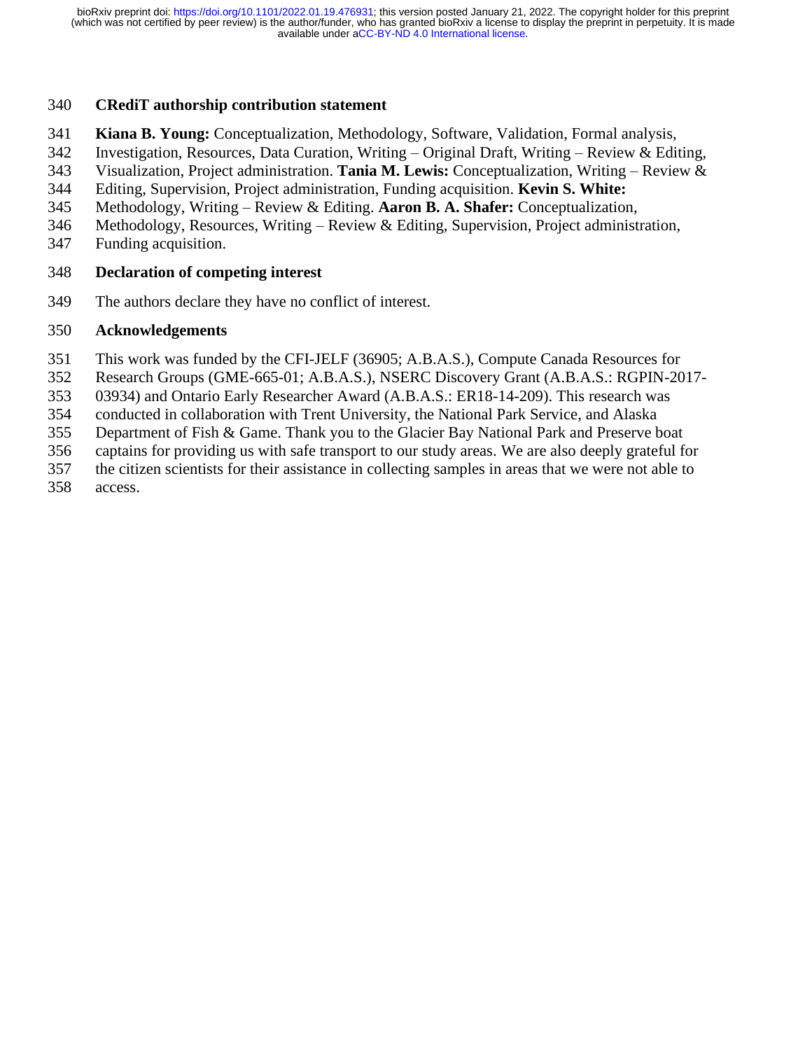## CRediT authorship contribution statement

**Kiana B. Young:** Conceptualization, Methodology, Software, Validation, Formal analysis, Investigation, Resources, Data Curation, Writing – Original Draft, Writing – Review & Editing, Visualization, Project administration. **Tania M. Lewis:** Conceptualization, Writing – Review & Editing, Supervision, Project administration, Funding acquisition. **Kevin S. White:** Methodology, Writing – Review & Editing. **Aaron B. A. Shafer:** Conceptualization, Methodology, Resources, Writing – Review & Editing, Supervision, Project administration, Funding acquisition.

## Declaration of competing interest

The authors declare they have no conflict of interest.

## Acknowledgements

This work was funded by the CFI-JELF (36905; A.B.A.S.), Compute Canada Resources for Research Groups (GME-665-01; A.B.A.S.), NSERC Discovery Grant (A.B.A.S.: RGPIN-2017-03934) and Ontario Early Researcher Award (A.B.A.S.: ER18-14-209). This research was conducted in collaboration with Trent University, the National Park Service, and Alaska Department of Fish & Game. Thank you to the Glacier Bay National Park and Preserve boat captains for providing us with safe transport to our study areas. We are also deeply grateful for the citizen scientists for their assistance in collecting samples in areas that we were not able to access.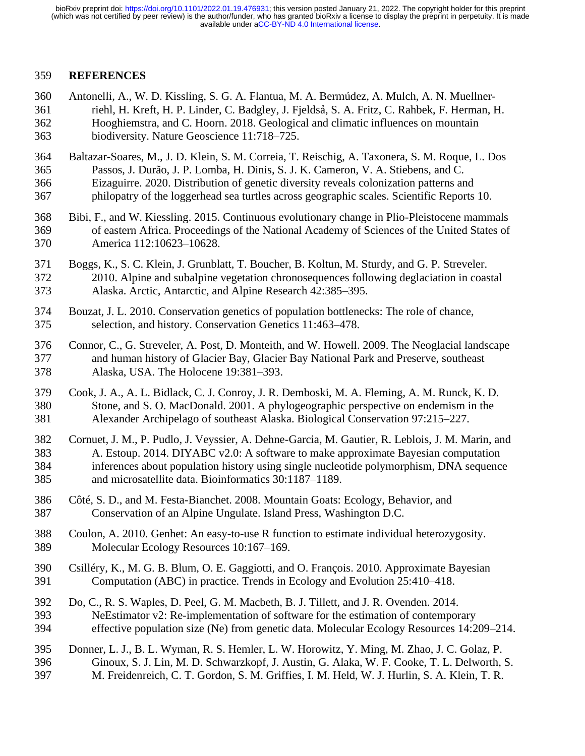## REFERENCES

Antonelli, A., W. D. Kissling, S. G. A. Flantua, M. A. Bermúdez, A. Mulch, A. N. Muellner-riehl, H. Kreft, H. P. Linder, C. Badgley, J. Fjeldså, S. A. Fritz, C. Rahbek, F. Herman, H. Hooghiemstra, and C. Hoorn. 2018. Geological and climatic influences on mountain biodiversity. Nature Geoscience 11:718–725.

Baltazar-Soares, M., J. D. Klein, S. M. Correia, T. Reischig, A. Taxonera, S. M. Roque, L. Dos Passos, J. Durão, J. P. Lomba, H. Dinis, S. J. K. Cameron, V. A. Stiebens, and C. Eizaguirre. 2020. Distribution of genetic diversity reveals colonization patterns and philopatry of the loggerhead sea turtles across geographic scales. Scientific Reports 10.

Bibi, F., and W. Kiessling. 2015. Continuous evolutionary change in Plio-Pleistocene mammals of eastern Africa. Proceedings of the National Academy of Sciences of the United States of America 112:10623–10628.

Boggs, K., S. C. Klein, J. Grunblatt, T. Boucher, B. Koltun, M. Sturdy, and G. P. Streveler. 2010. Alpine and subalpine vegetation chronosequences following deglaciation in coastal Alaska. Arctic, Antarctic, and Alpine Research 42:385–395.

Bouzat, J. L. 2010. Conservation genetics of population bottlenecks: The role of chance, selection, and history. Conservation Genetics 11:463–478.

Connor, C., G. Streveler, A. Post, D. Monteith, and W. Howell. 2009. The Neoglacial landscape and human history of Glacier Bay, Glacier Bay National Park and Preserve, southeast Alaska, USA. The Holocene 19:381–393.

Cook, J. A., A. L. Bidlack, C. J. Conroy, J. R. Demboski, M. A. Fleming, A. M. Runck, K. D. Stone, and S. O. MacDonald. 2001. A phylogeographic perspective on endemism in the Alexander Archipelago of southeast Alaska. Biological Conservation 97:215–227.

Cornuet, J. M., P. Pudlo, J. Veyssier, A. Dehne-Garcia, M. Gautier, R. Leblois, J. M. Marin, and A. Estoup. 2014. DIYABC v2.0: A software to make approximate Bayesian computation inferences about population history using single nucleotide polymorphism, DNA sequence and microsatellite data. Bioinformatics 30:1187–1189.

Côté, S. D., and M. Festa-Bianchet. 2008. Mountain Goats: Ecology, Behavior, and Conservation of an Alpine Ungulate. Island Press, Washington D.C.

Coulon, A. 2010. Genhet: An easy-to-use R function to estimate individual heterozygosity. Molecular Ecology Resources 10:167–169.

Csilléry, K., M. G. B. Blum, O. E. Gaggiotti, and O. François. 2010. Approximate Bayesian Computation (ABC) in practice. Trends in Ecology and Evolution 25:410–418.

Do, C., R. S. Waples, D. Peel, G. M. Macbeth, B. J. Tillett, and J. R. Ovenden. 2014. NeEstimator v2: Re-implementation of software for the estimation of contemporary effective population size (Ne) from genetic data. Molecular Ecology Resources 14:209–214.

Donner, L. J., B. L. Wyman, R. S. Hemler, L. W. Horowitz, Y. Ming, M. Zhao, J. C. Golaz, P. Ginoux, S. J. Lin, M. D. Schwarzkopf, J. Austin, G. Alaka, W. F. Cooke, T. L. Delworth, S. M. Freidenreich, C. T. Gordon, S. M. Griffies, I. M. Held, W. J. Hurlin, S. A. Klein, T. R.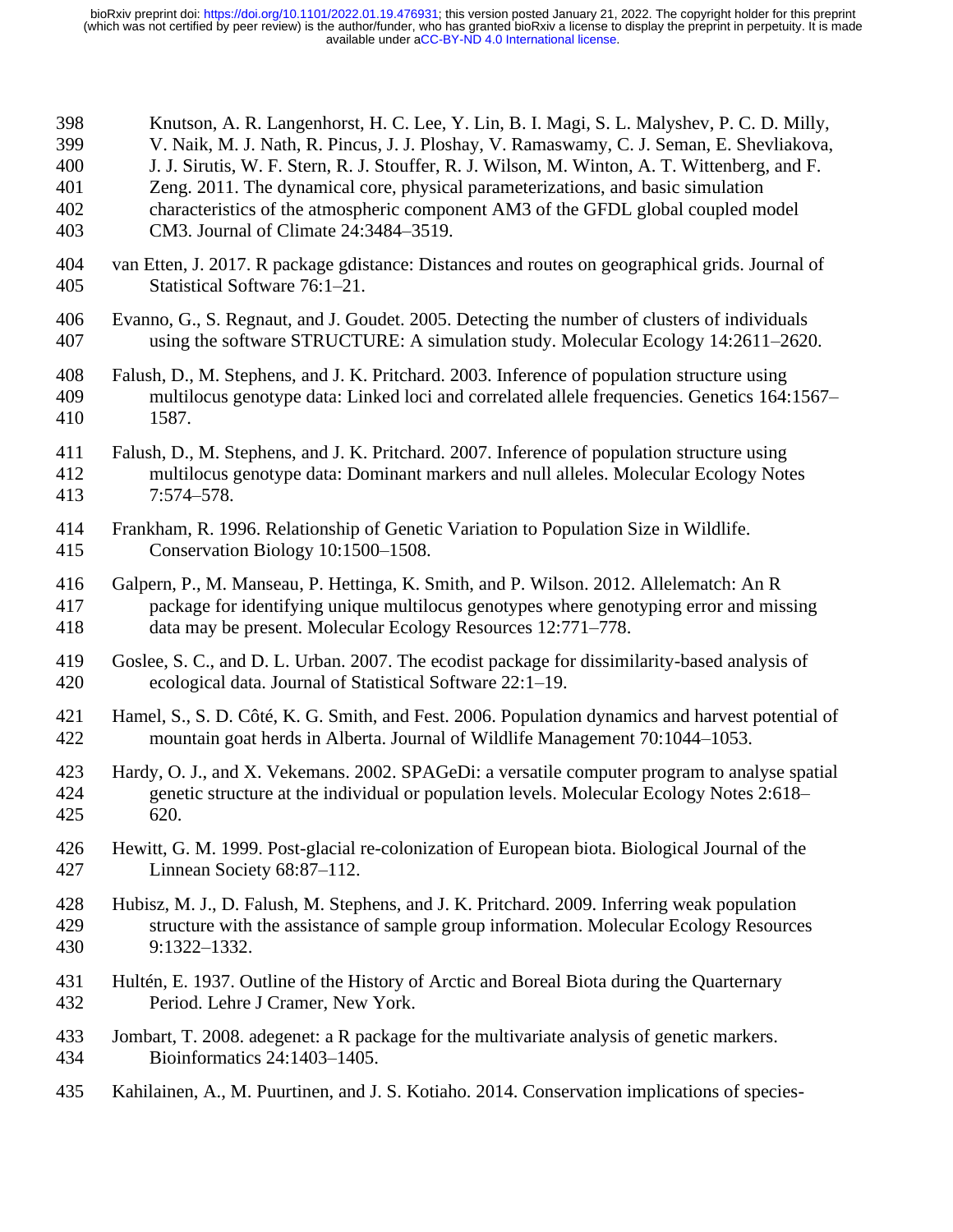Knutson, A. R. Langenhorst, H. C. Lee, Y. Lin, B. I. Magi, S. L. Malyshev, P. C. D. Milly, V. Naik, M. J. Nath, R. Pincus, J. J. Ploshay, V. Ramaswamy, C. J. Seman, E. Shevliakova, J. J. Sirutis, W. F. Stern, R. J. Stouffer, R. J. Wilson, M. Winton, A. T. Wittenberg, and F. Zeng. 2011. The dynamical core, physical parameterizations, and basic simulation characteristics of the atmospheric component AM3 of the GFDL global coupled model CM3. Journal of Climate 24:3484–3519.

van Etten, J. 2017. R package gdistance: Distances and routes on geographical grids. Journal of Statistical Software 76:1–21.

Evanno, G., S. Regnaut, and J. Goudet. 2005. Detecting the number of clusters of individuals using the software STRUCTURE: A simulation study. Molecular Ecology 14:2611–2620.

Falush, D., M. Stephens, and J. K. Pritchard. 2003. Inference of population structure using multilocus genotype data: Linked loci and correlated allele frequencies. Genetics 164:1567–1587.

Falush, D., M. Stephens, and J. K. Pritchard. 2007. Inference of population structure using multilocus genotype data: Dominant markers and null alleles. Molecular Ecology Notes 7:574–578.

Frankham, R. 1996. Relationship of Genetic Variation to Population Size in Wildlife. Conservation Biology 10:1500–1508.

Galpern, P., M. Manseau, P. Hettinga, K. Smith, and P. Wilson. 2012. Allelematch: An R package for identifying unique multilocus genotypes where genotyping error and missing data may be present. Molecular Ecology Resources 12:771–778.

Goslee, S. C., and D. L. Urban. 2007. The ecodist package for dissimilarity-based analysis of ecological data. Journal of Statistical Software 22:1–19.

Hamel, S., S. D. Côté, K. G. Smith, and Fest. 2006. Population dynamics and harvest potential of mountain goat herds in Alberta. Journal of Wildlife Management 70:1044–1053.

Hardy, O. J., and X. Vekemans. 2002. SPAGeDi: a versatile computer program to analyse spatial genetic structure at the individual or population levels. Molecular Ecology Notes 2:618–620.

Hewitt, G. M. 1999. Post-glacial re-colonization of European biota. Biological Journal of the Linnean Society 68:87–112.

Hubisz, M. J., D. Falush, M. Stephens, and J. K. Pritchard. 2009. Inferring weak population structure with the assistance of sample group information. Molecular Ecology Resources 9:1322–1332.

Hultén, E. 1937. Outline of the History of Arctic and Boreal Biota during the Quarternary Period. Lehre J Cramer, New York.

Jombart, T. 2008. adegenet: a R package for the multivariate analysis of genetic markers. Bioinformatics 24:1403–1405.

Kahilainen, A., M. Puurtinen, and J. S. Kotiaho. 2014. Conservation implications of species-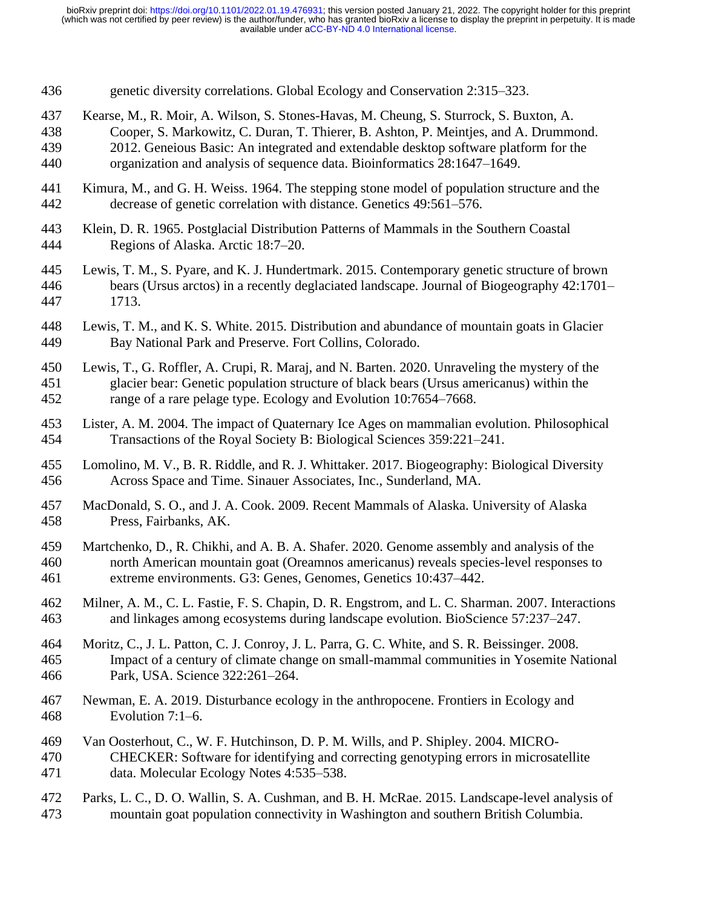genetic diversity correlations. Global Ecology and Conservation 2:315–323.

Kearse, M., R. Moir, A. Wilson, S. Stones-Havas, M. Cheung, S. Sturrock, S. Buxton, A. Cooper, S. Markowitz, C. Duran, T. Thierer, B. Ashton, P. Meintjes, and A. Drummond. 2012. Geneious Basic: An integrated and extendable desktop software platform for the organization and analysis of sequence data. Bioinformatics 28:1647–1649.

Kimura, M., and G. H. Weiss. 1964. The stepping stone model of population structure and the decrease of genetic correlation with distance. Genetics 49:561–576.

Klein, D. R. 1965. Postglacial Distribution Patterns of Mammals in the Southern Coastal Regions of Alaska. Arctic 18:7–20.

Lewis, T. M., S. Pyare, and K. J. Hundertmark. 2015. Contemporary genetic structure of brown bears (Ursus arctos) in a recently deglaciated landscape. Journal of Biogeography 42:1701–1713.

Lewis, T. M., and K. S. White. 2015. Distribution and abundance of mountain goats in Glacier Bay National Park and Preserve. Fort Collins, Colorado.

Lewis, T., G. Roffler, A. Crupi, R. Maraj, and N. Barten. 2020. Unraveling the mystery of the glacier bear: Genetic population structure of black bears (Ursus americanus) within the range of a rare pelage type. Ecology and Evolution 10:7654–7668.

Lister, A. M. 2004. The impact of Quaternary Ice Ages on mammalian evolution. Philosophical Transactions of the Royal Society B: Biological Sciences 359:221–241.

Lomolino, M. V., B. R. Riddle, and R. J. Whittaker. 2017. Biogeography: Biological Diversity Across Space and Time. Sinauer Associates, Inc., Sunderland, MA.

MacDonald, S. O., and J. A. Cook. 2009. Recent Mammals of Alaska. University of Alaska Press, Fairbanks, AK.

Martchenko, D., R. Chikhi, and A. B. A. Shafer. 2020. Genome assembly and analysis of the north American mountain goat (Oreamnos americanus) reveals species-level responses to extreme environments. G3: Genes, Genomes, Genetics 10:437–442.

Milner, A. M., C. L. Fastie, F. S. Chapin, D. R. Engstrom, and L. C. Sharman. 2007. Interactions and linkages among ecosystems during landscape evolution. BioScience 57:237–247.

Moritz, C., J. L. Patton, C. J. Conroy, J. L. Parra, G. C. White, and S. R. Beissinger. 2008. Impact of a century of climate change on small-mammal communities in Yosemite National Park, USA. Science 322:261–264.

Newman, E. A. 2019. Disturbance ecology in the anthropocene. Frontiers in Ecology and Evolution 7:1–6.

Van Oosterhout, C., W. F. Hutchinson, D. P. M. Wills, and P. Shipley. 2004. MICRO-CHECKER: Software for identifying and correcting genotyping errors in microsatellite data. Molecular Ecology Notes 4:535–538.

Parks, L. C., D. O. Wallin, S. A. Cushman, and B. H. McRae. 2015. Landscape-level analysis of mountain goat population connectivity in Washington and southern British Columbia.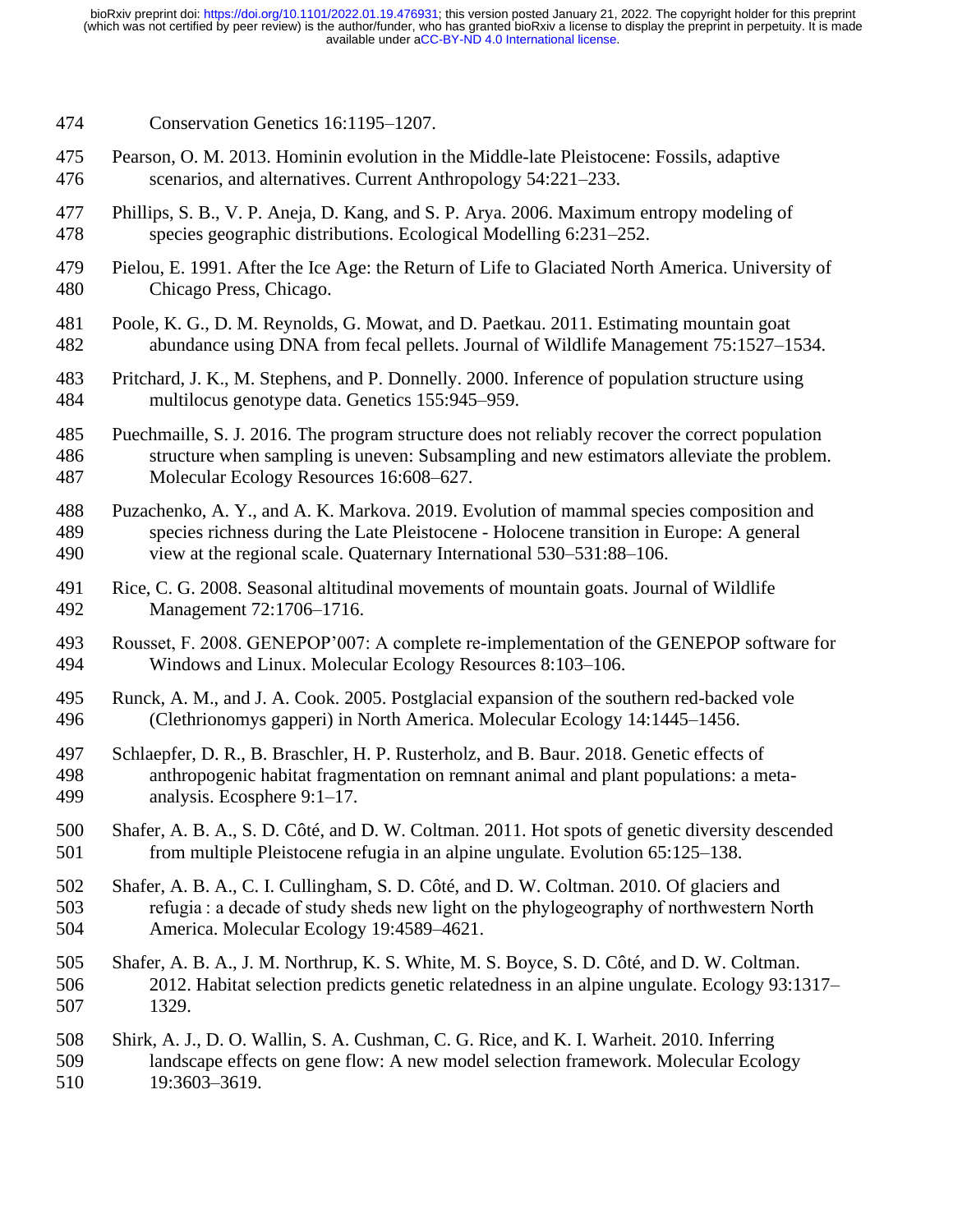Conservation Genetics 16:1195–1207.

Pearson, O. M. 2013. Hominin evolution in the Middle-late Pleistocene: Fossils, adaptive scenarios, and alternatives. Current Anthropology 54:221–233.

Phillips, S. B., V. P. Aneja, D. Kang, and S. P. Arya. 2006. Maximum entropy modeling of species geographic distributions. Ecological Modelling 6:231–252.

Pielou, E. 1991. After the Ice Age: the Return of Life to Glaciated North America. University of Chicago Press, Chicago.

Poole, K. G., D. M. Reynolds, G. Mowat, and D. Paetkau. 2011. Estimating mountain goat abundance using DNA from fecal pellets. Journal of Wildlife Management 75:1527–1534.

Pritchard, J. K., M. Stephens, and P. Donnelly. 2000. Inference of population structure using multilocus genotype data. Genetics 155:945–959.

Puechmaille, S. J. 2016. The program structure does not reliably recover the correct population structure when sampling is uneven: Subsampling and new estimators alleviate the problem. Molecular Ecology Resources 16:608–627.

Puzachenko, A. Y., and A. K. Markova. 2019. Evolution of mammal species composition and species richness during the Late Pleistocene - Holocene transition in Europe: A general view at the regional scale. Quaternary International 530–531:88–106.

Rice, C. G. 2008. Seasonal altitudinal movements of mountain goats. Journal of Wildlife Management 72:1706–1716.

Rousset, F. 2008. GENEPOP'007: A complete re-implementation of the GENEPOP software for Windows and Linux. Molecular Ecology Resources 8:103–106.

Runck, A. M., and J. A. Cook. 2005. Postglacial expansion of the southern red-backed vole (Clethrionomys gapperi) in North America. Molecular Ecology 14:1445–1456.

Schlaepfer, D. R., B. Braschler, H. P. Rusterholz, and B. Baur. 2018. Genetic effects of anthropogenic habitat fragmentation on remnant animal and plant populations: a meta-analysis. Ecosphere 9:1–17.

Shafer, A. B. A., S. D. Côté, and D. W. Coltman. 2011. Hot spots of genetic diversity descended from multiple Pleistocene refugia in an alpine ungulate. Evolution 65:125–138.

Shafer, A. B. A., C. I. Cullingham, S. D. Côté, and D. W. Coltman. 2010. Of glaciers and refugia : a decade of study sheds new light on the phylogeography of northwestern North America. Molecular Ecology 19:4589–4621.

Shafer, A. B. A., J. M. Northrup, K. S. White, M. S. Boyce, S. D. Côté, and D. W. Coltman. 2012. Habitat selection predicts genetic relatedness in an alpine ungulate. Ecology 93:1317–1329.

Shirk, A. J., D. O. Wallin, S. A. Cushman, C. G. Rice, and K. I. Warheit. 2010. Inferring landscape effects on gene flow: A new model selection framework. Molecular Ecology 19:3603–3619.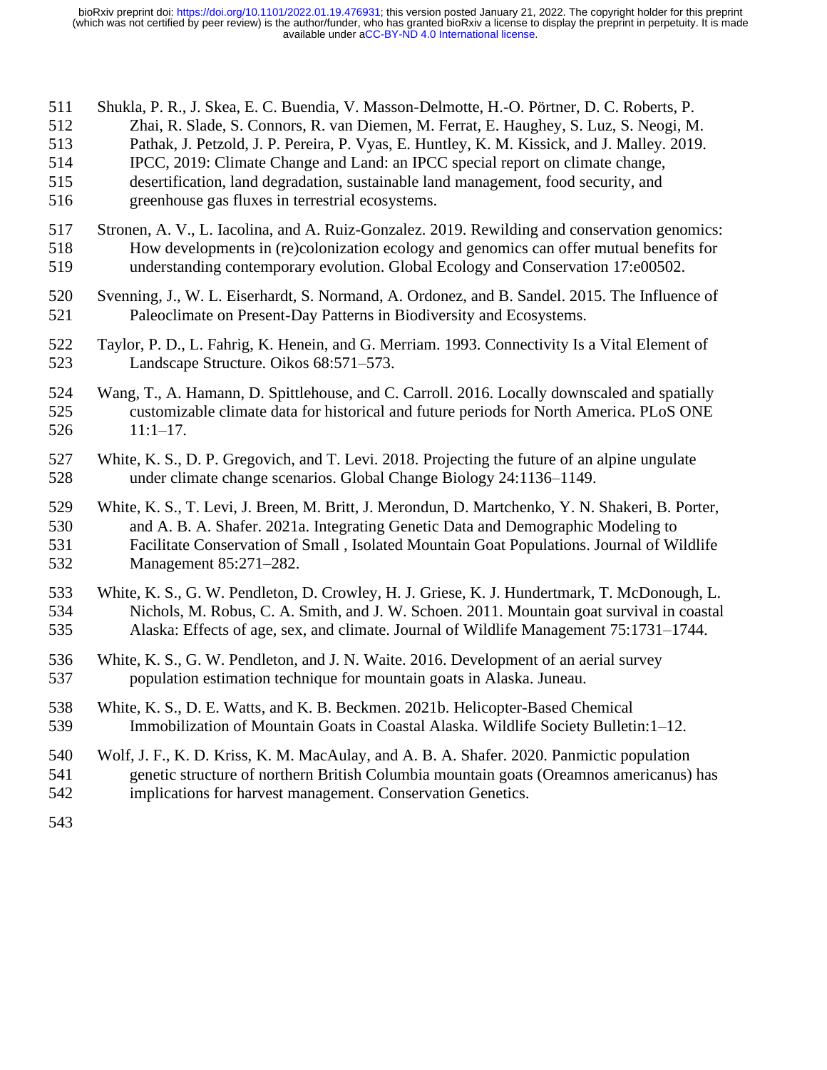Shukla, P. R., J. Skea, E. C. Buendia, V. Masson-Delmotte, H.-O. Pörtner, D. C. Roberts, P. Zhai, R. Slade, S. Connors, R. van Diemen, M. Ferrat, E. Haughey, S. Luz, S. Neogi, M. Pathak, J. Petzold, J. P. Pereira, P. Vyas, E. Huntley, K. M. Kissick, and J. Malley. 2019. IPCC, 2019: Climate Change and Land: an IPCC special report on climate change, desertification, land degradation, sustainable land management, food security, and greenhouse gas fluxes in terrestrial ecosystems.

Stronen, A. V., L. Iacolina, and A. Ruiz-Gonzalez. 2019. Rewilding and conservation genomics: How developments in (re)colonization ecology and genomics can offer mutual benefits for understanding contemporary evolution. Global Ecology and Conservation 17:e00502.

Svenning, J., W. L. Eiserhardt, S. Normand, A. Ordonez, and B. Sandel. 2015. The Influence of Paleoclimate on Present-Day Patterns in Biodiversity and Ecosystems.

Taylor, P. D., L. Fahrig, K. Henein, and G. Merriam. 1993. Connectivity Is a Vital Element of Landscape Structure. Oikos 68:571–573.

Wang, T., A. Hamann, D. Spittlehouse, and C. Carroll. 2016. Locally downscaled and spatially customizable climate data for historical and future periods for North America. PLoS ONE 11:1–17.

White, K. S., D. P. Gregovich, and T. Levi. 2018. Projecting the future of an alpine ungulate under climate change scenarios. Global Change Biology 24:1136–1149.

White, K. S., T. Levi, J. Breen, M. Britt, J. Merondun, D. Martchenko, Y. N. Shakeri, B. Porter, and A. B. A. Shafer. 2021a. Integrating Genetic Data and Demographic Modeling to Facilitate Conservation of Small , Isolated Mountain Goat Populations. Journal of Wildlife Management 85:271–282.

White, K. S., G. W. Pendleton, D. Crowley, H. J. Griese, K. J. Hundertmark, T. McDonough, L. Nichols, M. Robus, C. A. Smith, and J. W. Schoen. 2011. Mountain goat survival in coastal Alaska: Effects of age, sex, and climate. Journal of Wildlife Management 75:1731–1744.

White, K. S., G. W. Pendleton, and J. N. Waite. 2016. Development of an aerial survey population estimation technique for mountain goats in Alaska. Juneau.

White, K. S., D. E. Watts, and K. B. Beckmen. 2021b. Helicopter-Based Chemical Immobilization of Mountain Goats in Coastal Alaska. Wildlife Society Bulletin:1–12.

Wolf, J. F., K. D. Kriss, K. M. MacAulay, and A. B. A. Shafer. 2020. Panmictic population genetic structure of northern British Columbia mountain goats (Oreamnos americanus) has implications for harvest management. Conservation Genetics.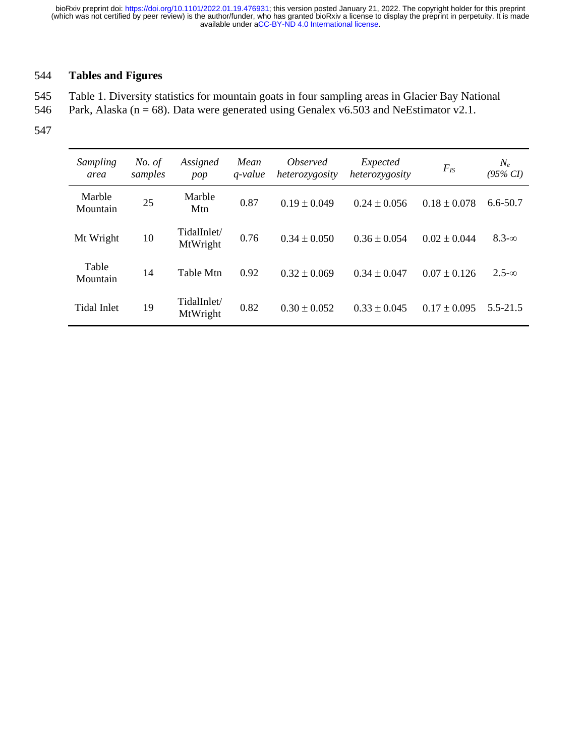## Tables and Figures

Table 1. Diversity statistics for mountain goats in four sampling areas in Glacier Bay National Park, Alaska (n = 68). Data were generated using Genalex v6.503 and NeEstimator v2.1.

| *Sampling area* | *No. of samples* | *Assigned pop* | *Mean q-value* | *Observed heterozygosity* | *Expected heterozygosity* | $F_{IS}$ | $N_e$ *(95% CI)* |
|---|---|---|---|---|---|---|---|
| Marble Mountain | 25 | Marble Mtn | 0.87 | 0.19 ± 0.049 | 0.24 ± 0.056 | 0.18 ± 0.078 | 6.6-50.7 |
| Mt Wright | 10 | TidalInlet/ MtWright | 0.76 | 0.34 ± 0.050 | 0.36 ± 0.054 | 0.02 ± 0.044 | 8.3-∞ |
| Table Mountain | 14 | Table Mtn | 0.92 | 0.32 ± 0.069 | 0.34 ± 0.047 | 0.07 ± 0.126 | 2.5-∞ |
| Tidal Inlet | 19 | TidalInlet/ MtWright | 0.82 | 0.30 ± 0.052 | 0.33 ± 0.045 | 0.17 ± 0.095 | 5.5-21.5 |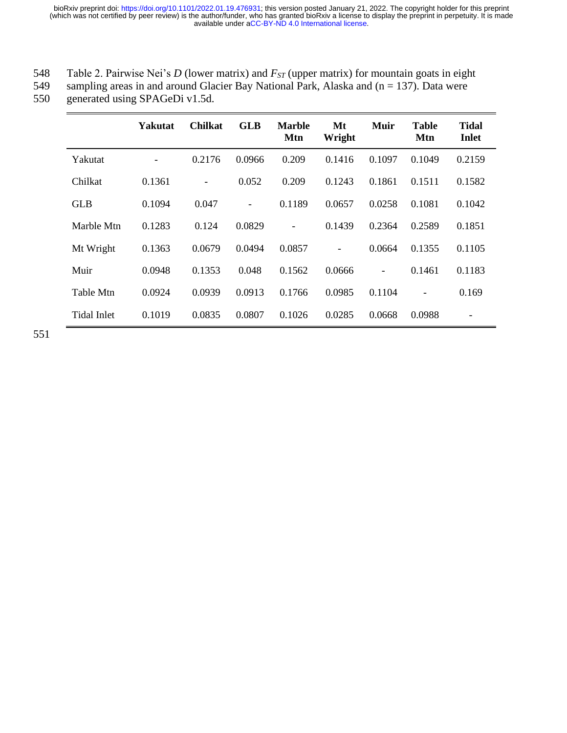Table 2. Pairwise Nei's *D* (lower matrix) and $F_{ST}$ (upper matrix) for mountain goats in eight sampling areas in and around Glacier Bay National Park, Alaska and (n = 137). Data were generated using SPAGeDi v1.5d.

| | **Yakutat** | **Chilkat** | **GLB** | **Marble Mtn** | **Mt Wright** | **Muir** | **Table Mtn** | **Tidal Inlet** |
|---|---|---|---|---|---|---|---|---|
| Yakutat | - | 0.2176 | 0.0966 | 0.209 | 0.1416 | 0.1097 | 0.1049 | 0.2159 |
| Chilkat | 0.1361 | - | 0.052 | 0.209 | 0.1243 | 0.1861 | 0.1511 | 0.1582 |
| GLB | 0.1094 | 0.047 | - | 0.1189 | 0.0657 | 0.0258 | 0.1081 | 0.1042 |
| Marble Mtn | 0.1283 | 0.124 | 0.0829 | - | 0.1439 | 0.2364 | 0.2589 | 0.1851 |
| Mt Wright | 0.1363 | 0.0679 | 0.0494 | 0.0857 | - | 0.0664 | 0.1355 | 0.1105 |
| Muir | 0.0948 | 0.1353 | 0.048 | 0.1562 | 0.0666 | - | 0.1461 | 0.1183 |
| Table Mtn | 0.0924 | 0.0939 | 0.0913 | 0.1766 | 0.0985 | 0.1104 | - | 0.169 |
| Tidal Inlet | 0.1019 | 0.0835 | 0.0807 | 0.1026 | 0.0285 | 0.0668 | 0.0988 | - |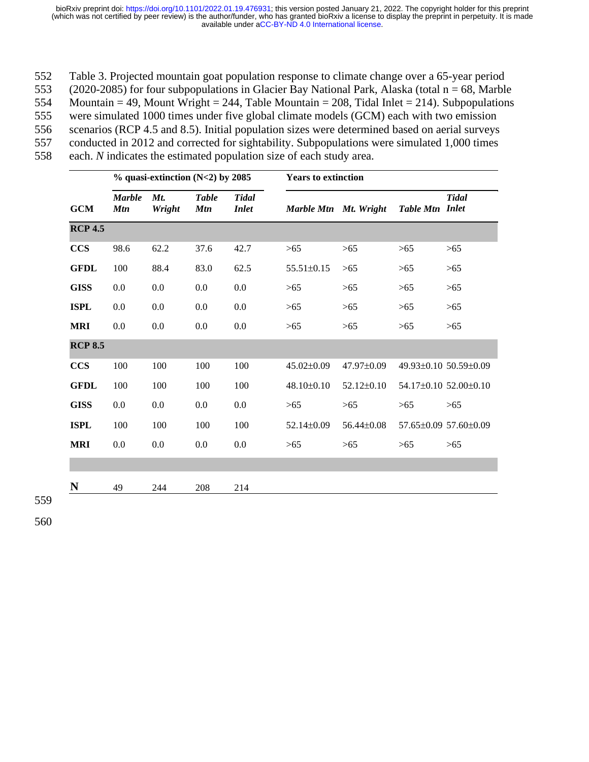Table 3. Projected mountain goat population response to climate change over a 65-year period (2020-2085) for four subpopulations in Glacier Bay National Park, Alaska (total n = 68, Marble Mountain = 49, Mount Wright = 244, Table Mountain = 208, Tidal Inlet = 214). Subpopulations were simulated 1000 times under five global climate models (GCM) each with two emission scenarios (RCP 4.5 and 8.5). Initial population sizes were determined based on aerial surveys conducted in 2012 and corrected for sightability. Subpopulations were simulated 1,000 times each. *N* indicates the estimated population size of each study area.

| | **% quasi-extinction (N<2) by 2085** | | | | **Years to extinction** | | | |
|---|---|---|---|---|---|---|---|---|
| **GCM** | ***Marble Mtn*** | ***Mt. Wright*** | ***Table Mtn*** | ***Tidal Inlet*** | ***Marble Mtn*** | ***Mt. Wright*** | ***Table Mtn*** | ***Tidal Inlet*** |
| **RCP 4.5** | | | | | | | | |
| **CCS** | 98.6 | 62.2 | 37.6 | 42.7 | >65 | >65 | >65 | >65 |
| **GFDL** | 100 | 88.4 | 83.0 | 62.5 | 55.51±0.15 | >65 | >65 | >65 |
| **GISS** | 0.0 | 0.0 | 0.0 | 0.0 | >65 | >65 | >65 | >65 |
| **ISPL** | 0.0 | 0.0 | 0.0 | 0.0 | >65 | >65 | >65 | >65 |
| **MRI** | 0.0 | 0.0 | 0.0 | 0.0 | >65 | >65 | >65 | >65 |
| **RCP 8.5** | | | | | | | | |
| **CCS** | 100 | 100 | 100 | 100 | 45.02±0.09 | 47.97±0.09 | 49.93±0.10 | 50.59±0.09 |
| **GFDL** | 100 | 100 | 100 | 100 | 48.10±0.10 | 52.12±0.10 | 54.17±0.10 | 52.00±0.10 |
| **GISS** | 0.0 | 0.0 | 0.0 | 0.0 | >65 | >65 | >65 | >65 |
| **ISPL** | 100 | 100 | 100 | 100 | 52.14±0.09 | 56.44±0.08 | 57.65±0.09 | 57.60±0.09 |
| **MRI** | 0.0 | 0.0 | 0.0 | 0.0 | >65 | >65 | >65 | >65 |
| | | | | | | | | |
| **N** | 49 | 244 | 208 | 214 | | | | |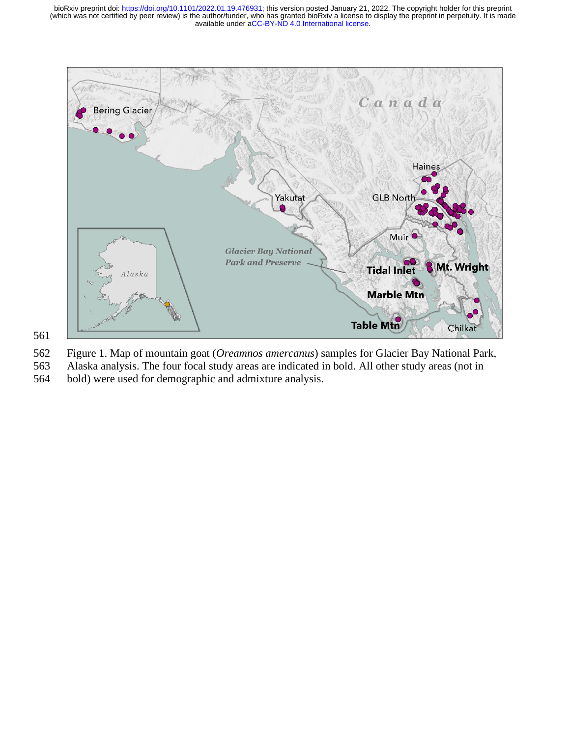Figure 1. Map of mountain goat (*Oreamnos amercanus*) samples for Glacier Bay National Park, Alaska analysis. The four focal study areas are indicated in bold. All other study areas (not in bold) were used for demographic and admixture analysis.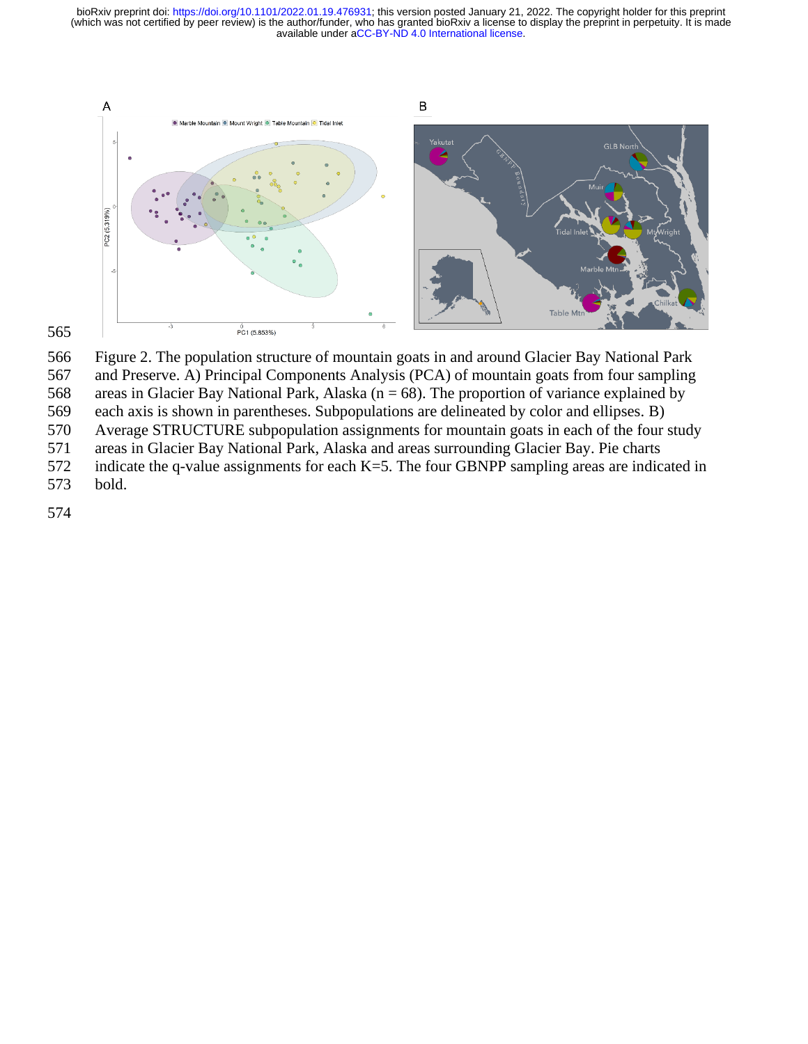Figure 2. The population structure of mountain goats in and around Glacier Bay National Park and Preserve. A) Principal Components Analysis (PCA) of mountain goats from four sampling areas in Glacier Bay National Park, Alaska (n = 68). The proportion of variance explained by each axis is shown in parentheses. Subpopulations are delineated by color and ellipses. B) Average STRUCTURE subpopulation assignments for mountain goats in each of the four study areas in Glacier Bay National Park, Alaska and areas surrounding Glacier Bay. Pie charts indicate the q-value assignments for each K=5. The four GBNPP sampling areas are indicated in bold.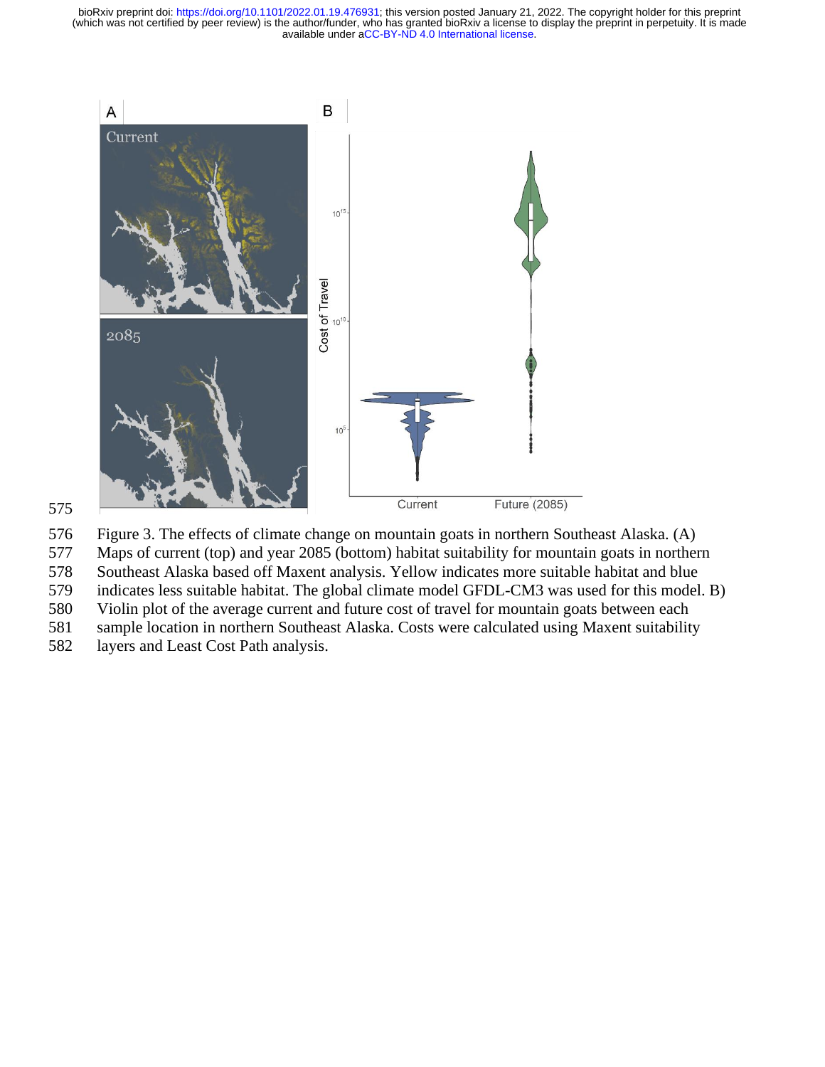A

Current

2085

B

Cost of Travel

$10^{15}$

$10^{10}$

$10^{5}$

Current

Future (2085)

Figure 3. The effects of climate change on mountain goats in northern Southeast Alaska. (A) Maps of current (top) and year 2085 (bottom) habitat suitability for mountain goats in northern Southeast Alaska based off Maxent analysis. Yellow indicates more suitable habitat and blue indicates less suitable habitat. The global climate model GFDL-CM3 was used for this model. B) Violin plot of the average current and future cost of travel for mountain goats between each sample location in northern Southeast Alaska. Costs were calculated using Maxent suitability layers and Least Cost Path analysis.